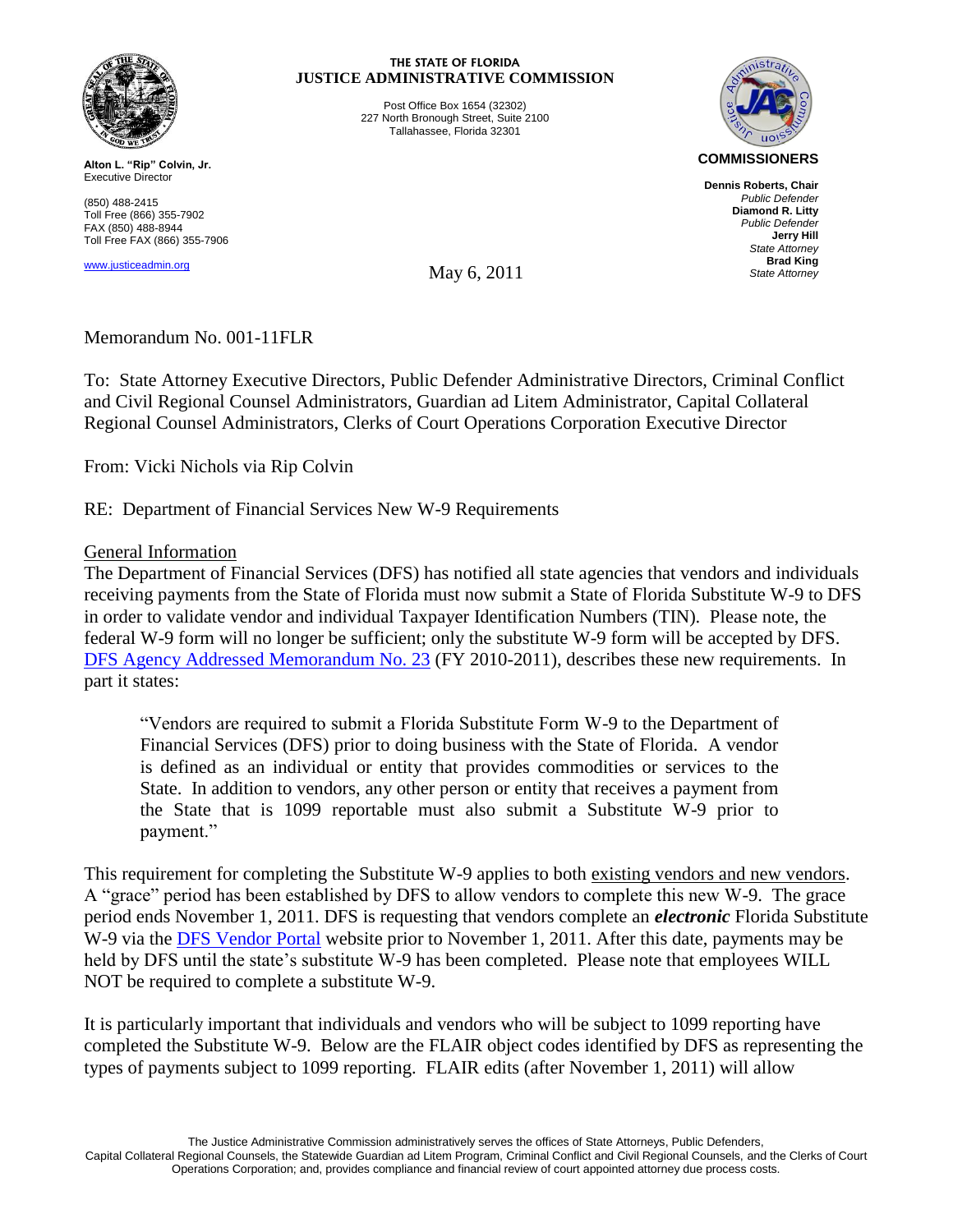THE STATE OF FLORIDA
**JUSTICE ADMINISTRATIVE COMMISSION**

Post Office Box 1654 (32302)
227 North Bronough Street, Suite 2100
Tallahassee, Florida 32301

**Alton L. "Rip" Colvin, Jr.**
Executive Director

(850) 488-2415
Toll Free (866) 355-7902
FAX (850) 488-8944
Toll Free FAX (866) 355-7906

www.justiceadmin.org

**COMMISSIONERS**

**Dennis Roberts, Chair**
*Public Defender*
**Diamond R. Litty**
*Public Defender*
**Jerry Hill**
*State Attorney*
**Brad King**
*State Attorney*

May 6, 2011

Memorandum No. 001-11FLR

To: State Attorney Executive Directors, Public Defender Administrative Directors, Criminal Conflict and Civil Regional Counsel Administrators, Guardian ad Litem Administrator, Capital Collateral Regional Counsel Administrators, Clerks of Court Operations Corporation Executive Director

From: Vicki Nichols via Rip Colvin

RE: Department of Financial Services New W-9 Requirements

General Information

The Department of Financial Services (DFS) has notified all state agencies that vendors and individuals receiving payments from the State of Florida must now submit a State of Florida Substitute W-9 to DFS in order to validate vendor and individual Taxpayer Identification Numbers (TIN). Please note, the federal W-9 form will no longer be sufficient; only the substitute W-9 form will be accepted by DFS. DFS Agency Addressed Memorandum No. 23 (FY 2010-2011), describes these new requirements. In part it states:

> "Vendors are required to submit a Florida Substitute Form W-9 to the Department of Financial Services (DFS) prior to doing business with the State of Florida. A vendor is defined as an individual or entity that provides commodities or services to the State. In addition to vendors, any other person or entity that receives a payment from the State that is 1099 reportable must also submit a Substitute W-9 prior to payment."

This requirement for completing the Substitute W-9 applies to both existing vendors and new vendors. A "grace" period has been established by DFS to allow vendors to complete this new W-9. The grace period ends November 1, 2011. DFS is requesting that vendors complete an ***electronic*** Florida Substitute W-9 via the DFS Vendor Portal website prior to November 1, 2011. After this date, payments may be held by DFS until the state's substitute W-9 has been completed. Please note that employees WILL NOT be required to complete a substitute W-9.

It is particularly important that individuals and vendors who will be subject to 1099 reporting have completed the Substitute W-9. Below are the FLAIR object codes identified by DFS as representing the types of payments subject to 1099 reporting. FLAIR edits (after November 1, 2011) will allow

The Justice Administrative Commission administratively serves the offices of State Attorneys, Public Defenders, Capital Collateral Regional Counsels, the Statewide Guardian ad Litem Program, Criminal Conflict and Civil Regional Counsels, and the Clerks of Court Operations Corporation; and, provides compliance and financial review of court appointed attorney due process costs.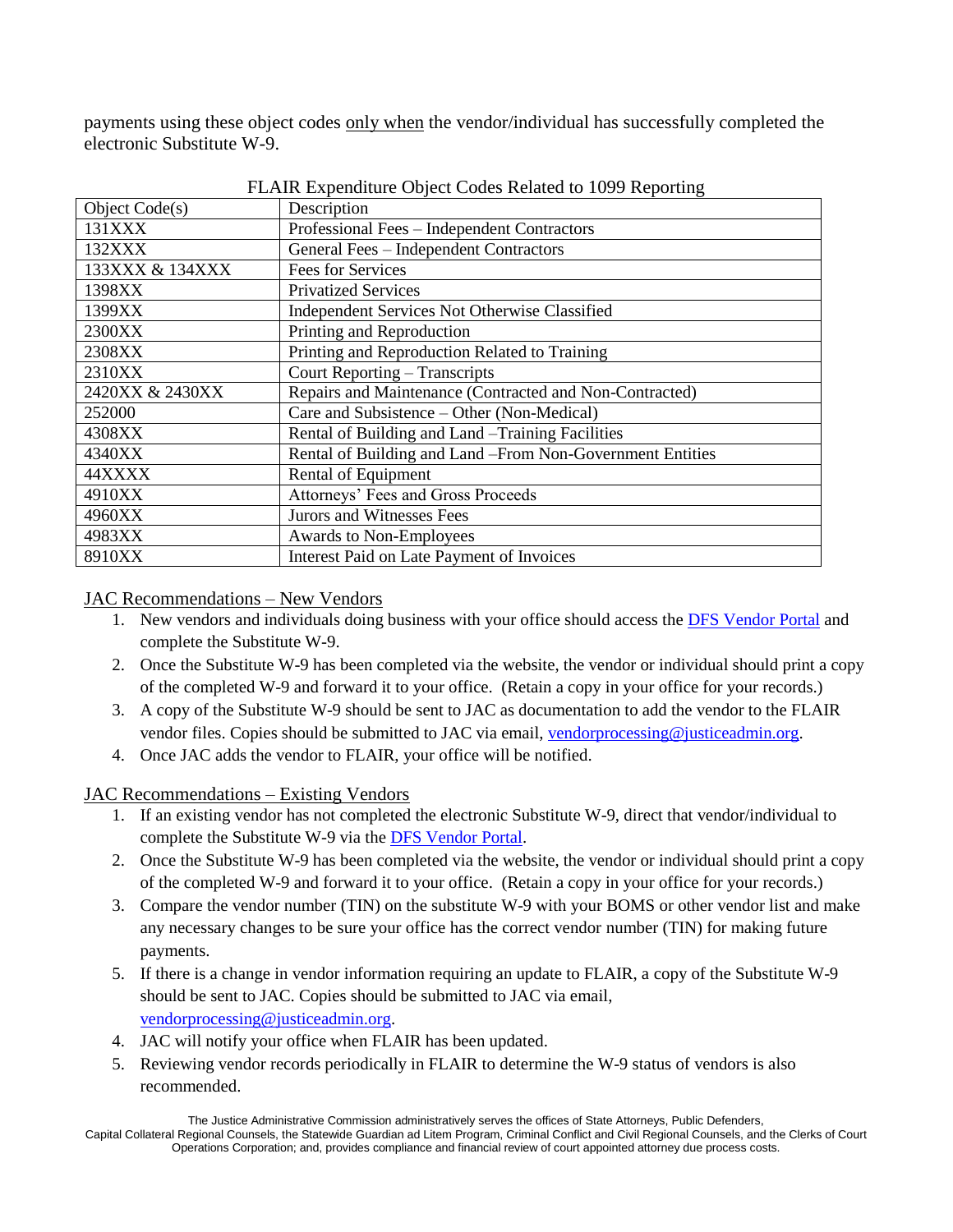payments using these object codes only when the vendor/individual has successfully completed the electronic Substitute W-9.

FLAIR Expenditure Object Codes Related to 1099 Reporting

| Object Code(s) | Description |
|---|---|
| 131XXX | Professional Fees – Independent Contractors |
| 132XXX | General Fees – Independent Contractors |
| 133XXX & 134XXX | Fees for Services |
| 1398XX | Privatized Services |
| 1399XX | Independent Services Not Otherwise Classified |
| 2300XX | Printing and Reproduction |
| 2308XX | Printing and Reproduction Related to Training |
| 2310XX | Court Reporting – Transcripts |
| 2420XX & 2430XX | Repairs and Maintenance (Contracted and Non-Contracted) |
| 252000 | Care and Subsistence – Other (Non-Medical) |
| 4308XX | Rental of Building and Land –Training Facilities |
| 4340XX | Rental of Building and Land –From Non-Government Entities |
| 44XXXX | Rental of Equipment |
| 4910XX | Attorneys' Fees and Gross Proceeds |
| 4960XX | Jurors and Witnesses Fees |
| 4983XX | Awards to Non-Employees |
| 8910XX | Interest Paid on Late Payment of Invoices |

JAC Recommendations – New Vendors

1. New vendors and individuals doing business with your office should access the DFS Vendor Portal and complete the Substitute W-9.
2. Once the Substitute W-9 has been completed via the website, the vendor or individual should print a copy of the completed W-9 and forward it to your office. (Retain a copy in your office for your records.)
3. A copy of the Substitute W-9 should be sent to JAC as documentation to add the vendor to the FLAIR vendor files. Copies should be submitted to JAC via email, vendorprocessing@justiceadmin.org.
4. Once JAC adds the vendor to FLAIR, your office will be notified.

JAC Recommendations – Existing Vendors

1. If an existing vendor has not completed the electronic Substitute W-9, direct that vendor/individual to complete the Substitute W-9 via the DFS Vendor Portal.
2. Once the Substitute W-9 has been completed via the website, the vendor or individual should print a copy of the completed W-9 and forward it to your office. (Retain a copy in your office for your records.)
3. Compare the vendor number (TIN) on the substitute W-9 with your BOMS or other vendor list and make any necessary changes to be sure your office has the correct vendor number (TIN) for making future payments.
5. If there is a change in vendor information requiring an update to FLAIR, a copy of the Substitute W-9 should be sent to JAC. Copies should be submitted to JAC via email, vendorprocessing@justiceadmin.org.
4. JAC will notify your office when FLAIR has been updated.
5. Reviewing vendor records periodically in FLAIR to determine the W-9 status of vendors is also recommended.

The Justice Administrative Commission administratively serves the offices of State Attorneys, Public Defenders, Capital Collateral Regional Counsels, the Statewide Guardian ad Litem Program, Criminal Conflict and Civil Regional Counsels, and the Clerks of Court Operations Corporation; and, provides compliance and financial review of court appointed attorney due process costs.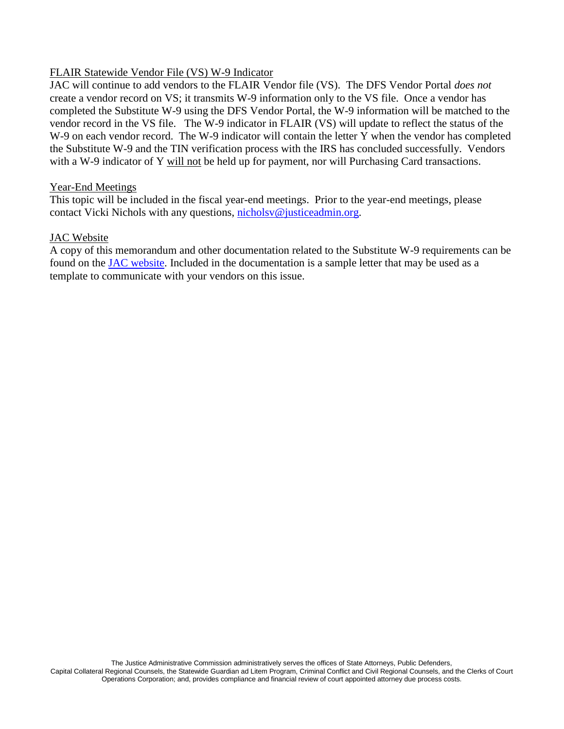FLAIR Statewide Vendor File (VS) W-9 Indicator

JAC will continue to add vendors to the FLAIR Vendor file (VS). The DFS Vendor Portal *does not* create a vendor record on VS; it transmits W-9 information only to the VS file. Once a vendor has completed the Substitute W-9 using the DFS Vendor Portal, the W-9 information will be matched to the vendor record in the VS file. The W-9 indicator in FLAIR (VS) will update to reflect the status of the W-9 on each vendor record. The W-9 indicator will contain the letter Y when the vendor has completed the Substitute W-9 and the TIN verification process with the IRS has concluded successfully. Vendors with a W-9 indicator of Y will not be held up for payment, nor will Purchasing Card transactions.

Year-End Meetings

This topic will be included in the fiscal year-end meetings. Prior to the year-end meetings, please contact Vicki Nichols with any questions, nicholsv@justiceadmin.org.

JAC Website

A copy of this memorandum and other documentation related to the Substitute W-9 requirements can be found on the JAC website. Included in the documentation is a sample letter that may be used as a template to communicate with your vendors on this issue.

The Justice Administrative Commission administratively serves the offices of State Attorneys, Public Defenders, Capital Collateral Regional Counsels, the Statewide Guardian ad Litem Program, Criminal Conflict and Civil Regional Counsels, and the Clerks of Court Operations Corporation; and, provides compliance and financial review of court appointed attorney due process costs.